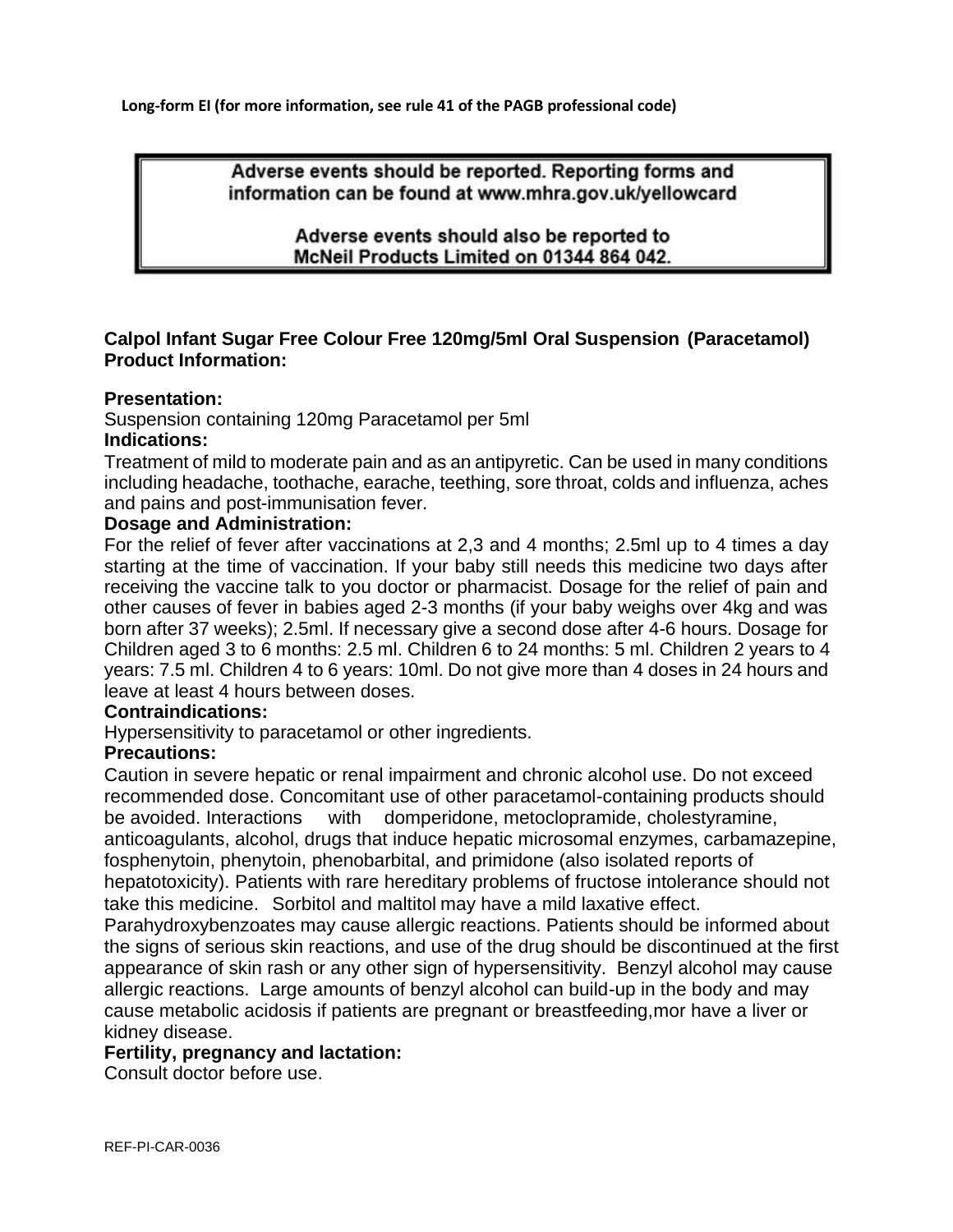**Long-form EI (for more information, see rule 41 of the PAGB professional code)**

> Adverse events should be reported. Reporting forms and information can be found at www.mhra.gov.uk/yellowcard
>
> Adverse events should also be reported to McNeil Products Limited on 01344 864 042.

**Calpol Infant Sugar Free Colour Free 120mg/5ml Oral Suspension (Paracetamol) Product Information:**

**Presentation:**
Suspension containing 120mg Paracetamol per 5ml

**Indications:**
Treatment of mild to moderate pain and as an antipyretic. Can be used in many conditions including headache, toothache, earache, teething, sore throat, colds and influenza, aches and pains and post-immunisation fever.

**Dosage and Administration:**
For the relief of fever after vaccinations at 2,3 and 4 months; 2.5ml up to 4 times a day starting at the time of vaccination. If your baby still needs this medicine two days after receiving the vaccine talk to you doctor or pharmacist. Dosage for the relief of pain and other causes of fever in babies aged 2-3 months (if your baby weighs over 4kg and was born after 37 weeks); 2.5ml. If necessary give a second dose after 4-6 hours. Dosage for Children aged 3 to 6 months: 2.5 ml. Children 6 to 24 months: 5 ml. Children 2 years to 4 years: 7.5 ml. Children 4 to 6 years: 10ml. Do not give more than 4 doses in 24 hours and leave at least 4 hours between doses.

**Contraindications:**
Hypersensitivity to paracetamol or other ingredients.

**Precautions:**
Caution in severe hepatic or renal impairment and chronic alcohol use. Do not exceed recommended dose. Concomitant use of other paracetamol-containing products should be avoided. Interactions with domperidone, metoclopramide, cholestyramine, anticoagulants, alcohol, drugs that induce hepatic microsomal enzymes, carbamazepine, fosphenytoin, phenytoin, phenobarbital, and primidone (also isolated reports of hepatotoxicity). Patients with rare hereditary problems of fructose intolerance should not take this medicine. Sorbitol and maltitol may have a mild laxative effect. Parahydroxybenzoates may cause allergic reactions. Patients should be informed about the signs of serious skin reactions, and use of the drug should be discontinued at the first appearance of skin rash or any other sign of hypersensitivity. Benzyl alcohol may cause allergic reactions. Large amounts of benzyl alcohol can build-up in the body and may cause metabolic acidosis if patients are pregnant or breastfeeding,mor have a liver or kidney disease.

**Fertility, pregnancy and lactation:**
Consult doctor before use.

REF-PI-CAR-0036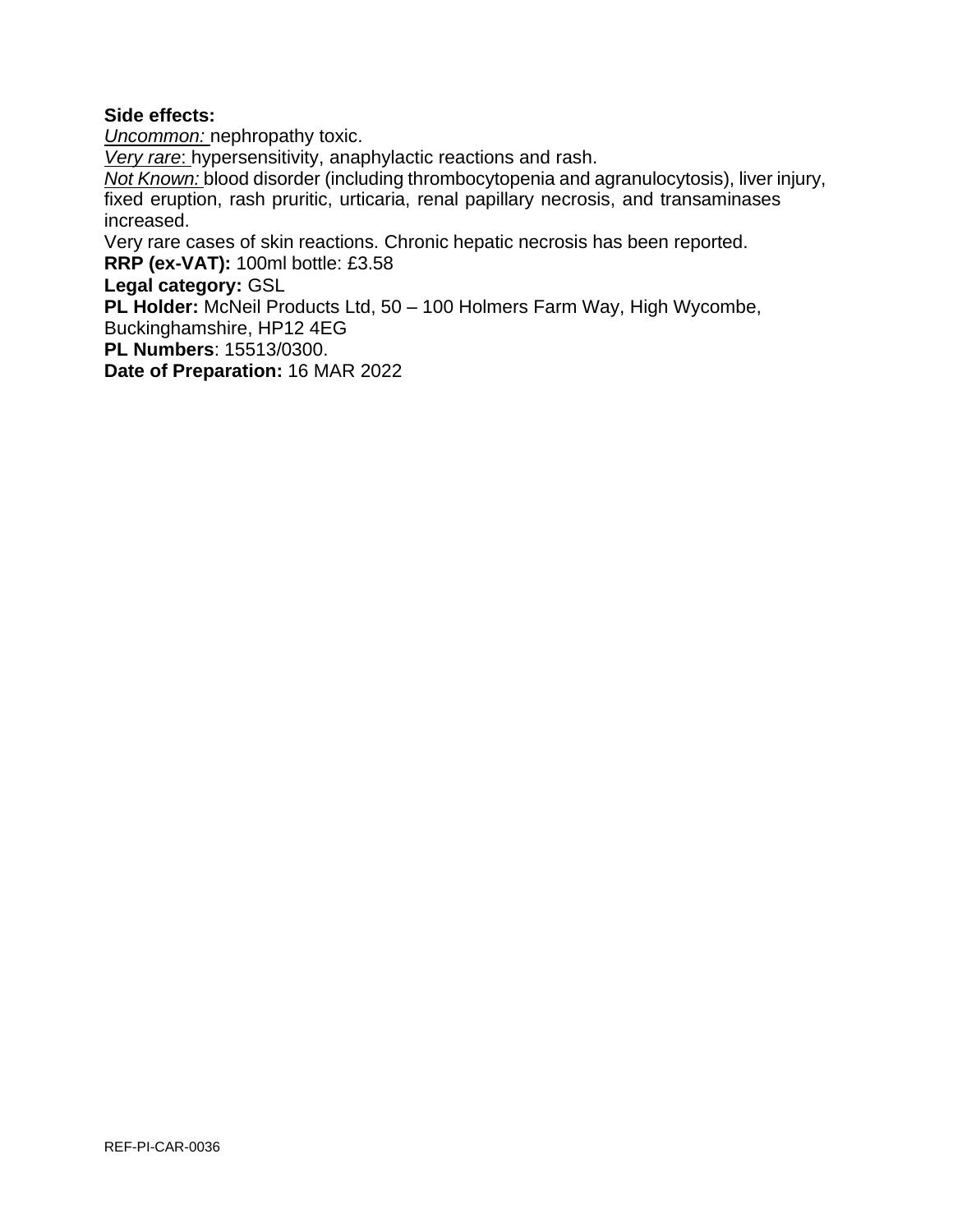**Side effects:**
*Uncommon:* nephropathy toxic.
*Very rare*: hypersensitivity, anaphylactic reactions and rash.
*Not Known:* blood disorder (including thrombocytopenia and agranulocytosis), liver injury, fixed eruption, rash pruritic, urticaria, renal papillary necrosis, and transaminases increased.
Very rare cases of skin reactions. Chronic hepatic necrosis has been reported.
**RRP (ex-VAT):** 100ml bottle: £3.58
**Legal category:** GSL
**PL Holder:** McNeil Products Ltd, 50 – 100 Holmers Farm Way, High Wycombe, Buckinghamshire, HP12 4EG
**PL Numbers**: 15513/0300.
**Date of Preparation:** 16 MAR 2022

REF-PI-CAR-0036